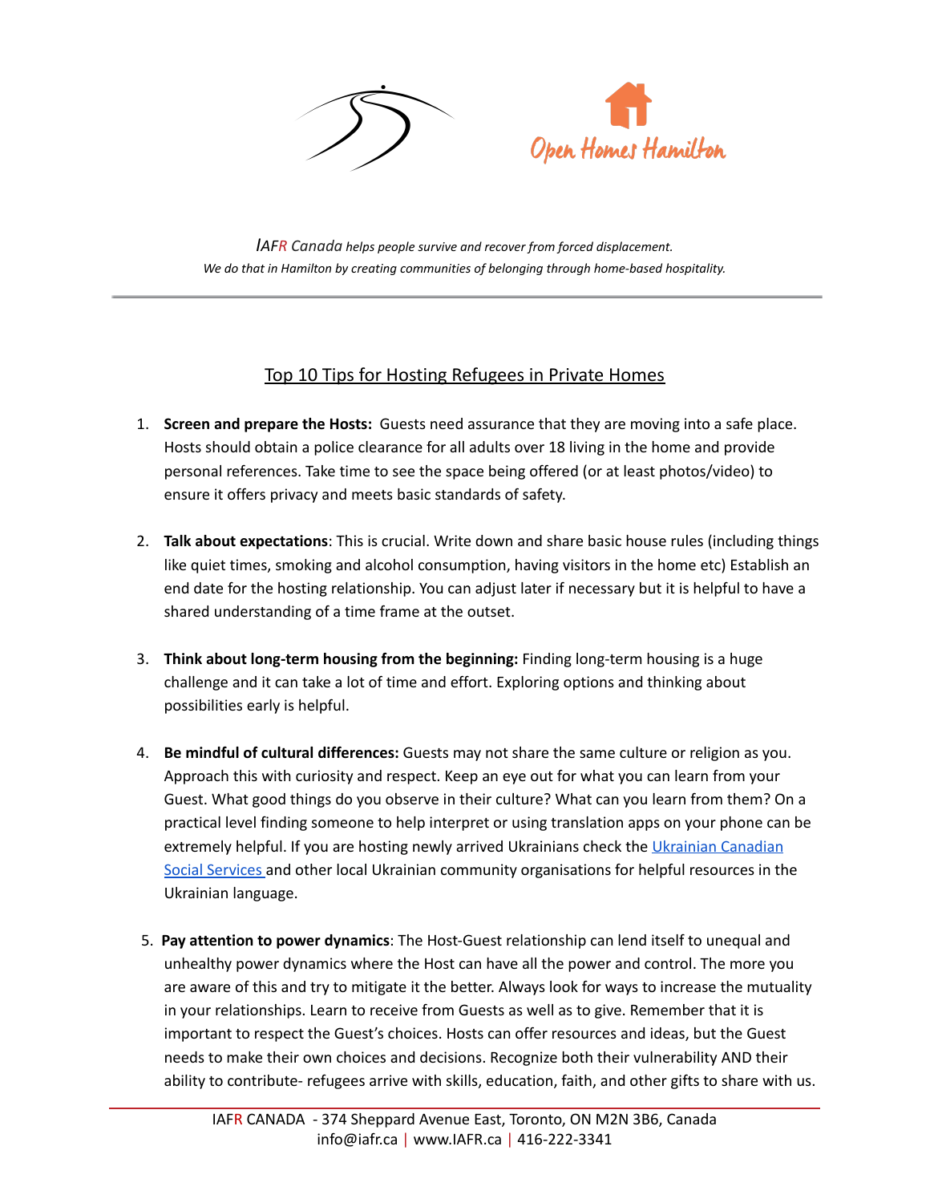Open Homes Hamilton

*IAFR Canada helps people survive and recover from forced displacement.*
*We do that in Hamilton by creating communities of belonging through home-based hospitality.*

---

## Top 10 Tips for Hosting Refugees in Private Homes

1. **Screen and prepare the Hosts:** Guests need assurance that they are moving into a safe place. Hosts should obtain a police clearance for all adults over 18 living in the home and provide personal references. Take time to see the space being offered (or at least photos/video) to ensure it offers privacy and meets basic standards of safety.

2. **Talk about expectations**: This is crucial. Write down and share basic house rules (including things like quiet times, smoking and alcohol consumption, having visitors in the home etc) Establish an end date for the hosting relationship. You can adjust later if necessary but it is helpful to have a shared understanding of a time frame at the outset.

3. **Think about long-term housing from the beginning:** Finding long-term housing is a huge challenge and it can take a lot of time and effort. Exploring options and thinking about possibilities early is helpful.

4. **Be mindful of cultural differences:** Guests may not share the same culture or religion as you. Approach this with curiosity and respect. Keep an eye out for what you can learn from your Guest. What good things do you observe in their culture? What can you learn from them? On a practical level finding someone to help interpret or using translation apps on your phone can be extremely helpful. If you are hosting newly arrived Ukrainians check the Ukrainian Canadian Social Services and other local Ukrainian community organisations for helpful resources in the Ukrainian language.

5. **Pay attention to power dynamics**: The Host-Guest relationship can lend itself to unequal and unhealthy power dynamics where the Host can have all the power and control. The more you are aware of this and try to mitigate it the better. Always look for ways to increase the mutuality in your relationships. Learn to receive from Guests as well as to give. Remember that it is important to respect the Guest's choices. Hosts can offer resources and ideas, but the Guest needs to make their own choices and decisions. Recognize both their vulnerability AND their ability to contribute- refugees arrive with skills, education, faith, and other gifts to share with us.

IAFR CANADA - 374 Sheppard Avenue East, Toronto, ON M2N 3B6, Canada
info@iafr.ca | www.IAFR.ca | 416-222-3341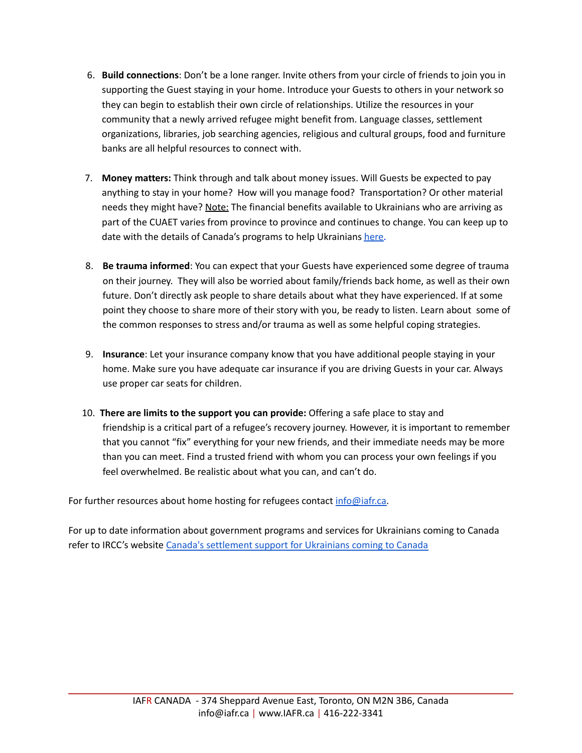6. **Build connections**: Don't be a lone ranger. Invite others from your circle of friends to join you in supporting the Guest staying in your home. Introduce your Guests to others in your network so they can begin to establish their own circle of relationships. Utilize the resources in your community that a newly arrived refugee might benefit from. Language classes, settlement organizations, libraries, job searching agencies, religious and cultural groups, food and furniture banks are all helpful resources to connect with.

7. **Money matters:** Think through and talk about money issues. Will Guests be expected to pay anything to stay in your home? How will you manage food? Transportation? Or other material needs they might have? Note: The financial benefits available to Ukrainians who are arriving as part of the CUAET varies from province to province and continues to change. You can keep up to date with the details of Canada's programs to help Ukrainians here.

8. **Be trauma informed**: You can expect that your Guests have experienced some degree of trauma on their journey. They will also be worried about family/friends back home, as well as their own future. Don't directly ask people to share details about what they have experienced. If at some point they choose to share more of their story with you, be ready to listen. Learn about some of the common responses to stress and/or trauma as well as some helpful coping strategies.

9. **Insurance**: Let your insurance company know that you have additional people staying in your home. Make sure you have adequate car insurance if you are driving Guests in your car. Always use proper car seats for children.

10. **There are limits to the support you can provide:** Offering a safe place to stay and friendship is a critical part of a refugee's recovery journey. However, it is important to remember that you cannot "fix" everything for your new friends, and their immediate needs may be more than you can meet. Find a trusted friend with whom you can process your own feelings if you feel overwhelmed. Be realistic about what you can, and can't do.

For further resources about home hosting for refugees contact info@iafr.ca.

For up to date information about government programs and services for Ukrainians coming to Canada refer to IRCC's website Canada's settlement support for Ukrainians coming to Canada